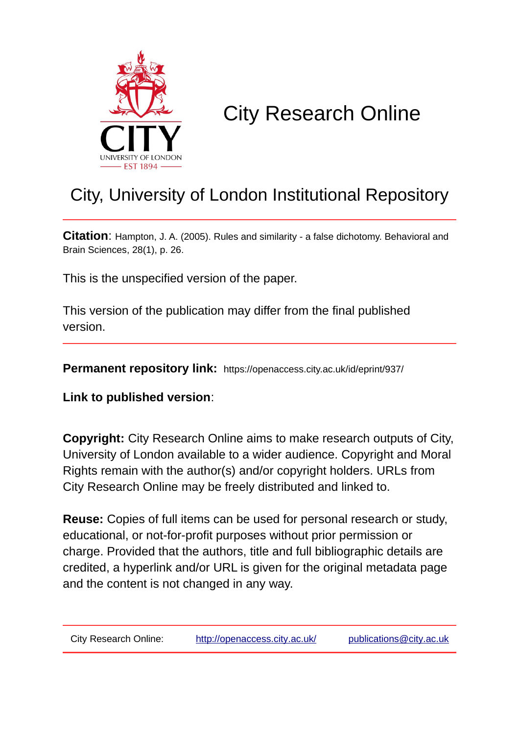CITY
UNIVERSITY OF LONDON
EST 1894

# City Research Online

## City, University of London Institutional Repository

**Citation**: Hampton, J. A. (2005). Rules and similarity - a false dichotomy. Behavioral and Brain Sciences, 28(1), p. 26.

This is the unspecified version of the paper.

This version of the publication may differ from the final published version.

**Permanent repository link:** https://openaccess.city.ac.uk/id/eprint/937/

**Link to published version**:

**Copyright:** City Research Online aims to make research outputs of City, University of London available to a wider audience. Copyright and Moral Rights remain with the author(s) and/or copyright holders. URLs from City Research Online may be freely distributed and linked to.

**Reuse:** Copies of full items can be used for personal research or study, educational, or not-for-profit purposes without prior permission or charge. Provided that the authors, title and full bibliographic details are credited, a hyperlink and/or URL is given for the original metadata page and the content is not changed in any way.

City Research Online: http://openaccess.city.ac.uk/ publications@city.ac.uk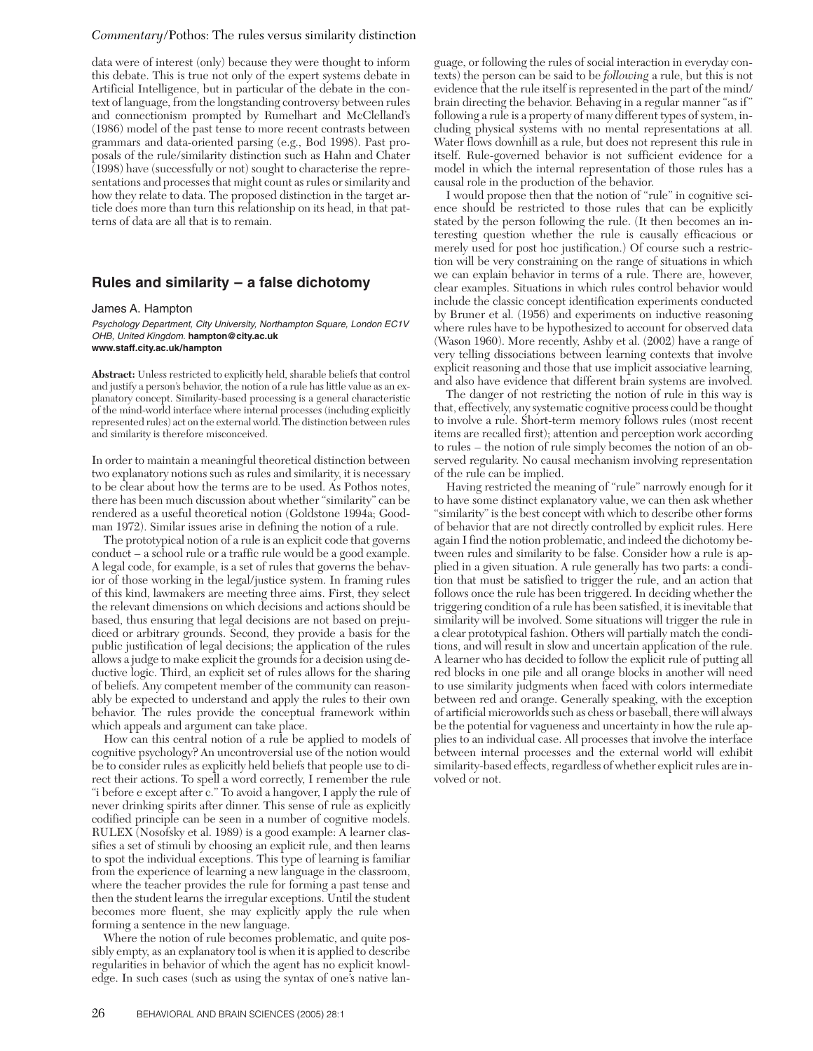data were of interest (only) because they were thought to inform this debate. This is true not only of the expert systems debate in Artificial Intelligence, but in particular of the debate in the context of language, from the longstanding controversy between rules and connectionism prompted by Rumelhart and McClelland's (1986) model of the past tense to more recent contrasts between grammars and data-oriented parsing (e.g., Bod 1998). Past proposals of the rule/similarity distinction such as Hahn and Chater (1998) have (successfully or not) sought to characterise the representations and processes that might count as rules or similarity and how they relate to data. The proposed distinction in the target article does more than turn this relationship on its head, in that patterns of data are all that is to remain.

## Rules and similarity – a false dichotomy

James A. Hampton

*Psychology Department, City University, Northampton Square, London EC1V OHB, United Kingdom.* **hampton@city.ac.uk**
**www.staff.city.ac.uk/hampton**

**Abstract:** Unless restricted to explicitly held, sharable beliefs that control and justify a person's behavior, the notion of a rule has little value as an explanatory concept. Similarity-based processing is a general characteristic of the mind-world interface where internal processes (including explicitly represented rules) act on the external world. The distinction between rules and similarity is therefore misconceived.

In order to maintain a meaningful theoretical distinction between two explanatory notions such as rules and similarity, it is necessary to be clear about how the terms are to be used. As Pothos notes, there has been much discussion about whether "similarity" can be rendered as a useful theoretical notion (Goldstone 1994a; Goodman 1972). Similar issues arise in defining the notion of a rule.

The prototypical notion of a rule is an explicit code that governs conduct – a school rule or a traffic rule would be a good example. A legal code, for example, is a set of rules that governs the behavior of those working in the legal/justice system. In framing rules of this kind, lawmakers are meeting three aims. First, they select the relevant dimensions on which decisions and actions should be based, thus ensuring that legal decisions are not based on prejudiced or arbitrary grounds. Second, they provide a basis for the public justification of legal decisions; the application of the rules allows a judge to make explicit the grounds for a decision using deductive logic. Third, an explicit set of rules allows for the sharing of beliefs. Any competent member of the community can reasonably be expected to understand and apply the rules to their own behavior. The rules provide the conceptual framework within which appeals and argument can take place.

How can this central notion of a rule be applied to models of cognitive psychology? An uncontroversial use of the notion would be to consider rules as explicitly held beliefs that people use to direct their actions. To spell a word correctly, I remember the rule "i before e except after c." To avoid a hangover, I apply the rule of never drinking spirits after dinner. This sense of rule as explicitly codified principle can be seen in a number of cognitive models. RULEX (Nosofsky et al. 1989) is a good example: A learner classifies a set of stimuli by choosing an explicit rule, and then learns to spot the individual exceptions. This type of learning is familiar from the experience of learning a new language in the classroom, where the teacher provides the rule for forming a past tense and then the student learns the irregular exceptions. Until the student becomes more fluent, she may explicitly apply the rule when forming a sentence in the new language.

Where the notion of rule becomes problematic, and quite possibly empty, as an explanatory tool is when it is applied to describe regularities in behavior of which the agent has no explicit knowledge. In such cases (such as using the syntax of one's native language, or following the rules of social interaction in everyday contexts) the person can be said to be *following* a rule, but this is not evidence that the rule itself is represented in the part of the mind/brain directing the behavior. Behaving in a regular manner "as if" following a rule is a property of many different types of system, including physical systems with no mental representations at all. Water flows downhill as a rule, but does not represent this rule in itself. Rule-governed behavior is not sufficient evidence for a model in which the internal representation of those rules has a causal role in the production of the behavior.

I would propose then that the notion of "rule" in cognitive science should be restricted to those rules that can be explicitly stated by the person following the rule. (It then becomes an interesting question whether the rule is causally efficacious or merely used for post hoc justification.) Of course such a restriction will be very constraining on the range of situations in which we can explain behavior in terms of a rule. There are, however, clear examples. Situations in which rules control behavior would include the classic concept identification experiments conducted by Bruner et al. (1956) and experiments on inductive reasoning where rules have to be hypothesized to account for observed data (Wason 1960). More recently, Ashby et al. (2002) have a range of very telling dissociations between learning contexts that involve explicit reasoning and those that use implicit associative learning, and also have evidence that different brain systems are involved.

The danger of not restricting the notion of rule in this way is that, effectively, any systematic cognitive process could be thought to involve a rule. Short-term memory follows rules (most recent items are recalled first); attention and perception work according to rules – the notion of rule simply becomes the notion of an observed regularity. No causal mechanism involving representation of the rule can be implied.

Having restricted the meaning of "rule" narrowly enough for it to have some distinct explanatory value, we can then ask whether "similarity" is the best concept with which to describe other forms of behavior that are not directly controlled by explicit rules. Here again I find the notion problematic, and indeed the dichotomy between rules and similarity to be false. Consider how a rule is applied in a given situation. A rule generally has two parts: a condition that must be satisfied to trigger the rule, and an action that follows once the rule has been triggered. In deciding whether the triggering condition of a rule has been satisfied, it is inevitable that similarity will be involved. Some situations will trigger the rule in a clear prototypical fashion. Others will partially match the conditions, and will result in slow and uncertain application of the rule. A learner who has decided to follow the explicit rule of putting all red blocks in one pile and all orange blocks in another will need to use similarity judgments when faced with colors intermediate between red and orange. Generally speaking, with the exception of artificial microworlds such as chess or baseball, there will always be the potential for vagueness and uncertainty in how the rule applies to an individual case. All processes that involve the interface between internal processes and the external world will exhibit similarity-based effects, regardless of whether explicit rules are involved or not.